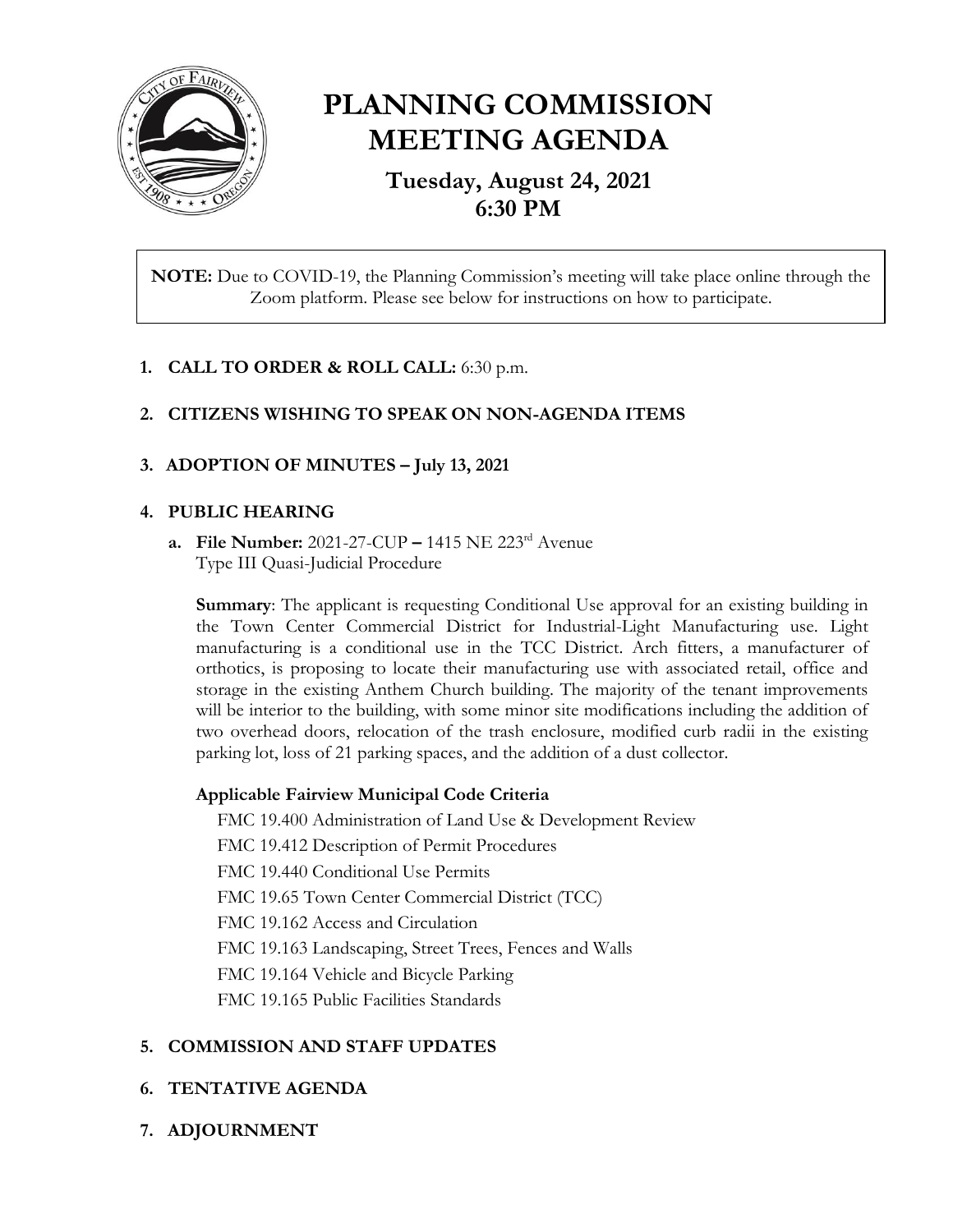# PLANNING COMMISSION MEETING AGENDA

## Tuesday, August 24, 2021
## 6:30 PM

**NOTE:** Due to COVID-19, the Planning Commission's meeting will take place online through the Zoom platform. Please see below for instructions on how to participate.

1. **CALL TO ORDER & ROLL CALL:** 6:30 p.m.

2. **CITIZENS WISHING TO SPEAK ON NON-AGENDA ITEMS**

3. **ADOPTION OF MINUTES – July 13, 2021**

4. **PUBLIC HEARING**

   a. **File Number:** 2021-27-CUP – 1415 NE 223rd Avenue
   Type III Quasi-Judicial Procedure

   **Summary**: The applicant is requesting Conditional Use approval for an existing building in the Town Center Commercial District for Industrial-Light Manufacturing use. Light manufacturing is a conditional use in the TCC District. Arch fitters, a manufacturer of orthotics, is proposing to locate their manufacturing use with associated retail, office and storage in the existing Anthem Church building. The majority of the tenant improvements will be interior to the building, with some minor site modifications including the addition of two overhead doors, relocation of the trash enclosure, modified curb radii in the existing parking lot, loss of 21 parking spaces, and the addition of a dust collector.

   **Applicable Fairview Municipal Code Criteria**

   FMC 19.400 Administration of Land Use & Development Review
   FMC 19.412 Description of Permit Procedures
   FMC 19.440 Conditional Use Permits
   FMC 19.65 Town Center Commercial District (TCC)
   FMC 19.162 Access and Circulation
   FMC 19.163 Landscaping, Street Trees, Fences and Walls
   FMC 19.164 Vehicle and Bicycle Parking
   FMC 19.165 Public Facilities Standards

5. **COMMISSION AND STAFF UPDATES**

6. **TENTATIVE AGENDA**

7. **ADJOURNMENT**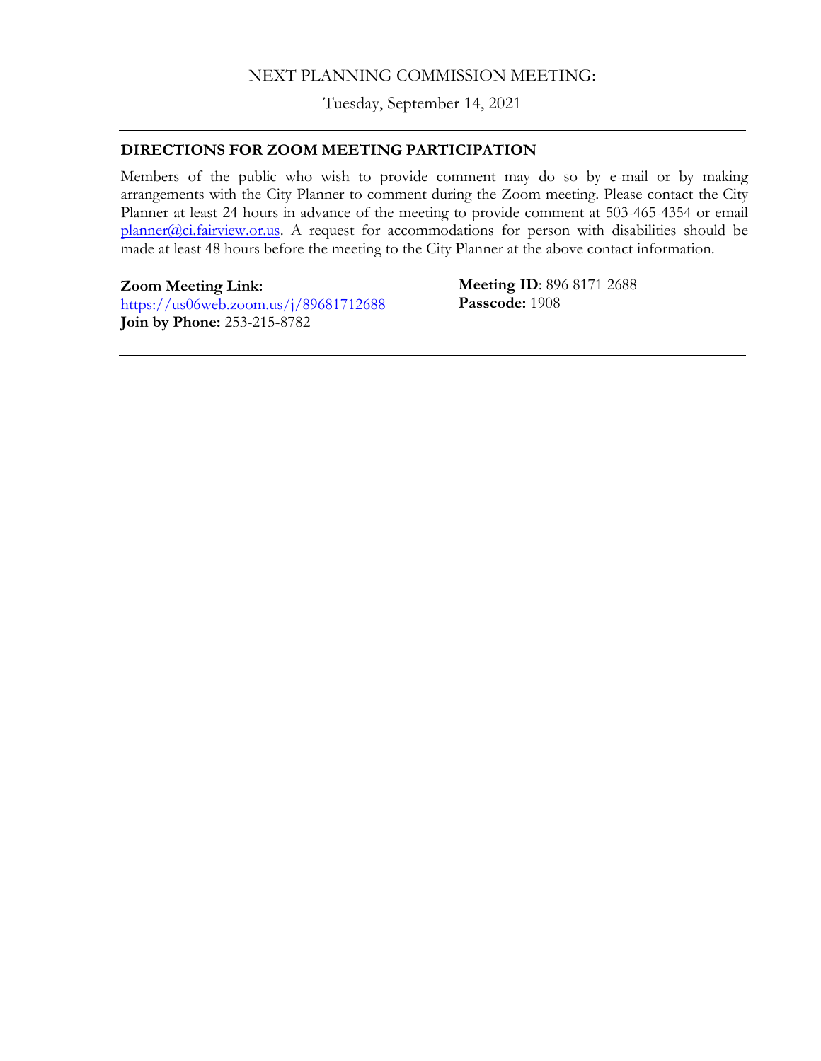NEXT PLANNING COMMISSION MEETING:

Tuesday, September 14, 2021

---

## DIRECTIONS FOR ZOOM MEETING PARTICIPATION

Members of the public who wish to provide comment may do so by e-mail or by making arrangements with the City Planner to comment during the Zoom meeting. Please contact the City Planner at least 24 hours in advance of the meeting to provide comment at 503-465-4354 or email planner@ci.fairview.or.us. A request for accommodations for person with disabilities should be made at least 48 hours before the meeting to the City Planner at the above contact information.

**Zoom Meeting Link:**
https://us06web.zoom.us/j/89681712688
**Join by Phone:** 253-215-8782

**Meeting ID**: 896 8171 2688
**Passcode:** 1908

---